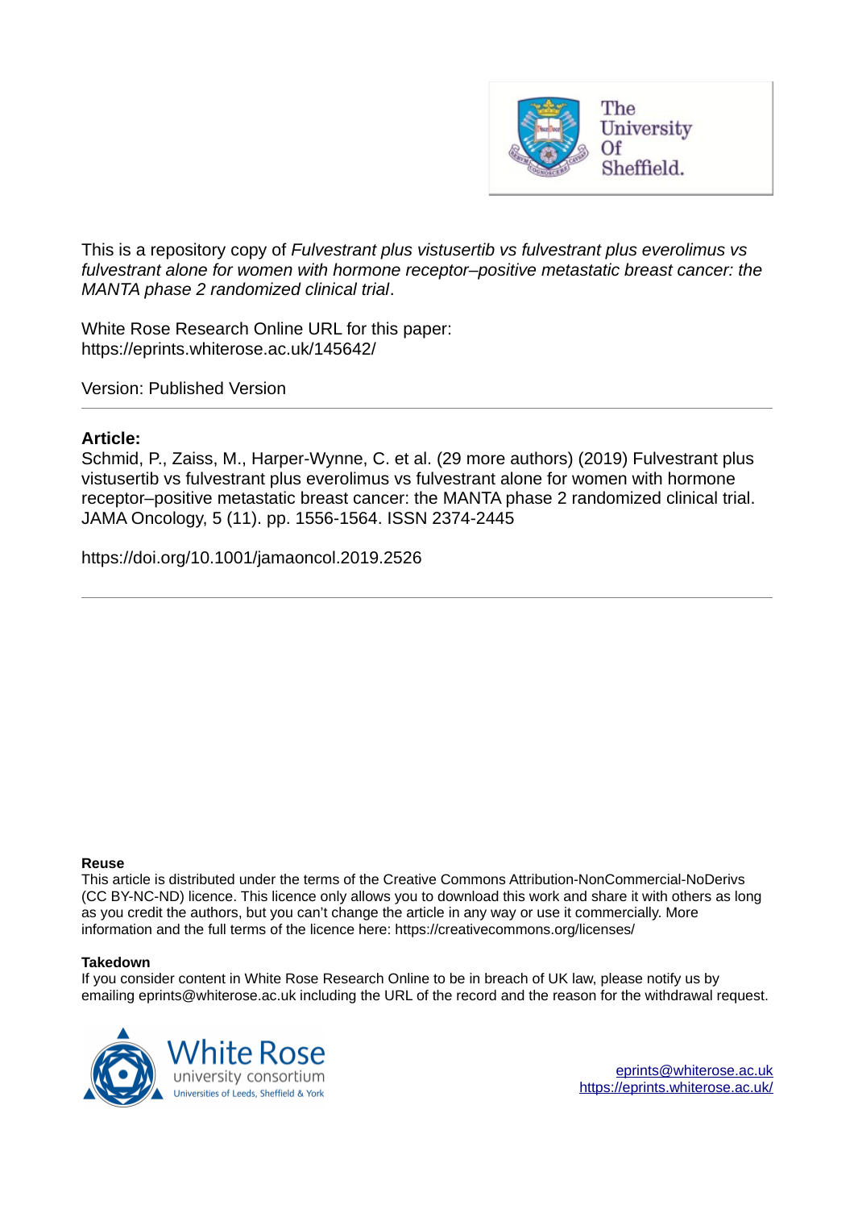This is a repository copy of *Fulvestrant plus vistusertib vs fulvestrant plus everolimus vs fulvestrant alone for women with hormone receptor–positive metastatic breast cancer: the MANTA phase 2 randomized clinical trial*.

White Rose Research Online URL for this paper:
https://eprints.whiterose.ac.uk/145642/

Version: Published Version

**Article:**

Schmid, P., Zaiss, M., Harper-Wynne, C. et al. (29 more authors) (2019) Fulvestrant plus vistusertib vs fulvestrant plus everolimus vs fulvestrant alone for women with hormone receptor–positive metastatic breast cancer: the MANTA phase 2 randomized clinical trial. JAMA Oncology, 5 (11). pp. 1556-1564. ISSN 2374-2445

https://doi.org/10.1001/jamaoncol.2019.2526

**Reuse**

This article is distributed under the terms of the Creative Commons Attribution-NonCommercial-NoDerivs (CC BY-NC-ND) licence. This licence only allows you to download this work and share it with others as long as you credit the authors, but you can't change the article in any way or use it commercially. More information and the full terms of the licence here: https://creativecommons.org/licenses/

**Takedown**

If you consider content in White Rose Research Online to be in breach of UK law, please notify us by emailing eprints@whiterose.ac.uk including the URL of the record and the reason for the withdrawal request.

eprints@whiterose.ac.uk
https://eprints.whiterose.ac.uk/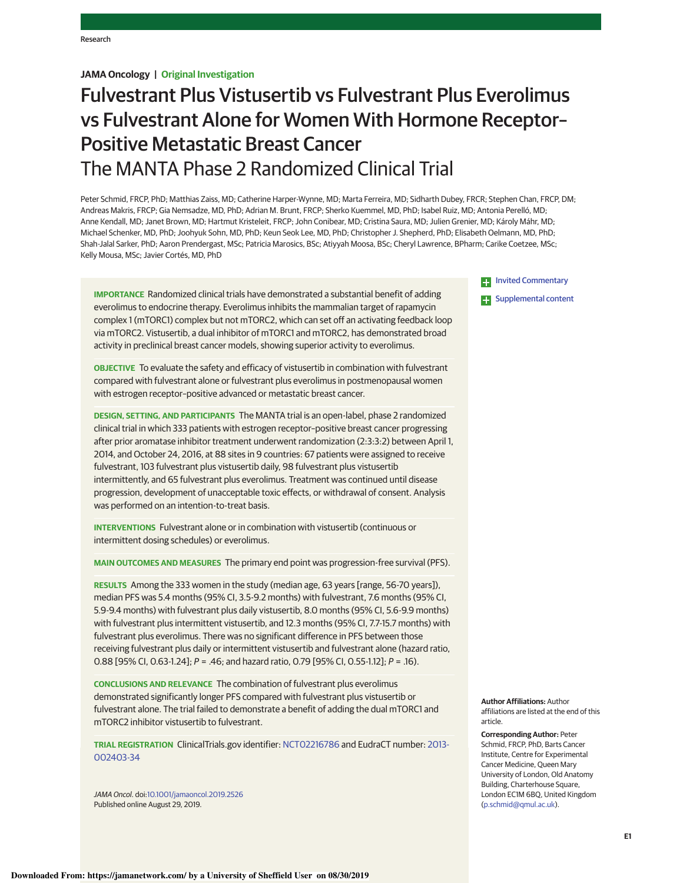# Fulvestrant Plus Vistusertib vs Fulvestrant Plus Everolimus vs Fulvestrant Alone for Women With Hormone Receptor–Positive Metastatic Breast Cancer

## The MANTA Phase 2 Randomized Clinical Trial

Peter Schmid, FRCP, PhD; Matthias Zaiss, MD; Catherine Harper-Wynne, MD; Marta Ferreira, MD; Sidharth Dubey, FRCR; Stephen Chan, FRCP, DM; Andreas Makris, FRCP; Gia Nemsadze, MD, PhD; Adrian M. Brunt, FRCP; Sherko Kuemmel, MD, PhD; Isabel Ruiz, MD; Antonia Perelló, MD; Anne Kendall, MD; Janet Brown, MD; Hartmut Kristeleit, FRCP; John Conibear, MD; Cristina Saura, MD; Julien Grenier, MD; Károly Máhr, MD; Michael Schenker, MD, PhD; Joohyuk Sohn, MD, PhD; Keun Seok Lee, MD, PhD; Christopher J. Shepherd, PhD; Elisabeth Oelmann, MD, PhD; Shah-Jalal Sarker, PhD; Aaron Prendergast, MSc; Patricia Marosics, BSc; Atiyyah Moosa, BSc; Cheryl Lawrence, BPharm; Carike Coetzee, MSc; Kelly Mousa, MSc; Javier Cortés, MD, PhD

**IMPORTANCE** Randomized clinical trials have demonstrated a substantial benefit of adding everolimus to endocrine therapy. Everolimus inhibits the mammalian target of rapamycin complex 1 (mTORC1) complex but not mTORC2, which can set off an activating feedback loop via mTORC2. Vistusertib, a dual inhibitor of mTORC1 and mTORC2, has demonstrated broad activity in preclinical breast cancer models, showing superior activity to everolimus.

**OBJECTIVE** To evaluate the safety and efficacy of vistusertib in combination with fulvestrant compared with fulvestrant alone or fulvestrant plus everolimus in postmenopausal women with estrogen receptor–positive advanced or metastatic breast cancer.

**DESIGN, SETTING, AND PARTICIPANTS** The MANTA trial is an open-label, phase 2 randomized clinical trial in which 333 patients with estrogen receptor–positive breast cancer progressing after prior aromatase inhibitor treatment underwent randomization (2:3:3:2) between April 1, 2014, and October 24, 2016, at 88 sites in 9 countries: 67 patients were assigned to receive fulvestrant, 103 fulvestrant plus vistusertib daily, 98 fulvestrant plus vistusertib intermittently, and 65 fulvestrant plus everolimus. Treatment was continued until disease progression, development of unacceptable toxic effects, or withdrawal of consent. Analysis was performed on an intention-to-treat basis.

**INTERVENTIONS** Fulvestrant alone or in combination with vistusertib (continuous or intermittent dosing schedules) or everolimus.

**MAIN OUTCOMES AND MEASURES** The primary end point was progression-free survival (PFS).

**RESULTS** Among the 333 women in the study (median age, 63 years [range, 56-70 years]), median PFS was 5.4 months (95% CI, 3.5-9.2 months) with fulvestrant, 7.6 months (95% CI, 5.9-9.4 months) with fulvestrant plus daily vistusertib, 8.0 months (95% CI, 5.6-9.9 months) with fulvestrant plus intermittent vistusertib, and 12.3 months (95% CI, 7.7-15.7 months) with fulvestrant plus everolimus. There was no significant difference in PFS between those receiving fulvestrant plus daily or intermittent vistusertib and fulvestrant alone (hazard ratio, 0.88 [95% CI, 0.63-1.24]; *P* = .46; and hazard ratio, 0.79 [95% CI, 0.55-1.12]; *P* = .16).

**CONCLUSIONS AND RELEVANCE** The combination of fulvestrant plus everolimus demonstrated significantly longer PFS compared with fulvestrant plus vistusertib or fulvestrant alone. The trial failed to demonstrate a benefit of adding the dual mTORC1 and mTORC2 inhibitor vistusertib to fulvestrant.

**TRIAL REGISTRATION** ClinicalTrials.gov identifier: NCT02216786 and EudraCT number: 2013-002403-34

*JAMA Oncol.* doi:10.1001/jamaoncol.2019.2526
Published online August 29, 2019.

Invited Commentary

Supplemental content

**Author Affiliations:** Author affiliations are listed at the end of this article.

**Corresponding Author:** Peter Schmid, FRCP, PhD, Barts Cancer Institute, Centre for Experimental Cancer Medicine, Queen Mary University of London, Old Anatomy Building, Charterhouse Square, London EC1M 6BQ, United Kingdom (p.schmid@qmul.ac.uk).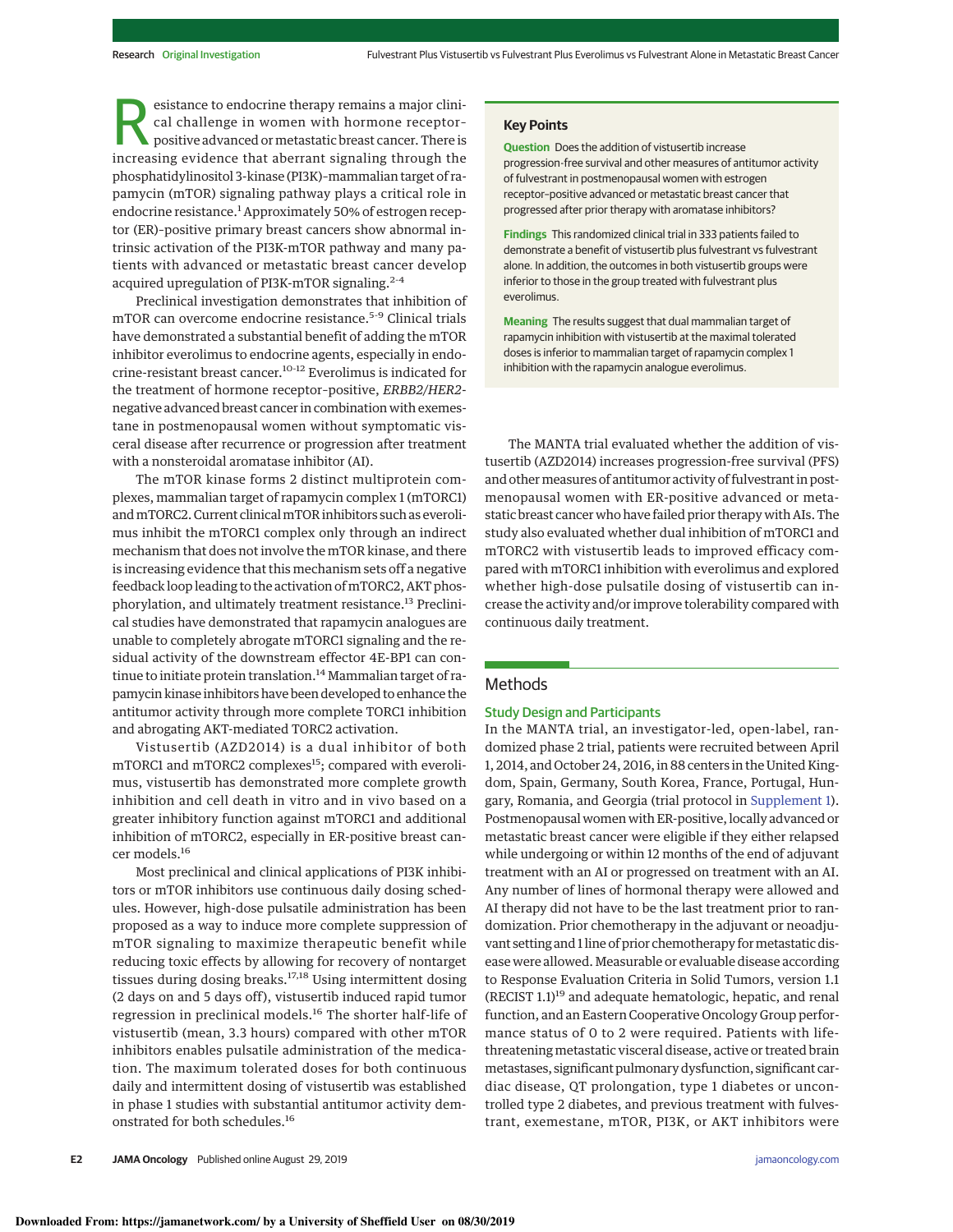Resistance to endocrine therapy remains a major clinical challenge in women with hormone receptor–positive advanced or metastatic breast cancer. There is increasing evidence that aberrant signaling through the phosphatidylinositol 3-kinase (PI3K)–mammalian target of rapamycin (mTOR) signaling pathway plays a critical role in endocrine resistance.[1] Approximately 50% of estrogen receptor (ER)–positive primary breast cancers show abnormal intrinsic activation of the PI3K-mTOR pathway and many patients with advanced or metastatic breast cancer develop acquired upregulation of PI3K-mTOR signaling.[2-4]

Preclinical investigation demonstrates that inhibition of mTOR can overcome endocrine resistance.[5-9] Clinical trials have demonstrated a substantial benefit of adding the mTOR inhibitor everolimus to endocrine agents, especially in endocrine-resistant breast cancer.[10-12] Everolimus is indicated for the treatment of hormone receptor–positive, *ERBB2/HER2*-negative advanced breast cancer in combination with exemestane in postmenopausal women without symptomatic visceral disease after recurrence or progression after treatment with a nonsteroidal aromatase inhibitor (AI).

The mTOR kinase forms 2 distinct multiprotein complexes, mammalian target of rapamycin complex 1 (mTORC1) and mTORC2. Current clinical mTOR inhibitors such as everolimus inhibit the mTORC1 complex only through an indirect mechanism that does not involve the mTOR kinase, and there is increasing evidence that this mechanism sets off a negative feedback loop leading to the activation of mTORC2, AKT phosphorylation, and ultimately treatment resistance.[13] Preclinical studies have demonstrated that rapamycin analogues are unable to completely abrogate mTORC1 signaling and the residual activity of the downstream effector 4E-BP1 can continue to initiate protein translation.[14] Mammalian target of rapamycin kinase inhibitors have been developed to enhance the antitumor activity through more complete TORC1 inhibition and abrogating AKT-mediated TORC2 activation.

Vistusertib (AZD2014) is a dual inhibitor of both mTORC1 and mTORC2 complexes[15]; compared with everolimus, vistusertib has demonstrated more complete growth inhibition and cell death in vitro and in vivo based on a greater inhibitory function against mTORC1 and additional inhibition of mTORC2, especially in ER-positive breast cancer models.[16]

Most preclinical and clinical applications of PI3K inhibitors or mTOR inhibitors use continuous daily dosing schedules. However, high-dose pulsatile administration has been proposed as a way to induce more complete suppression of mTOR signaling to maximize therapeutic benefit while reducing toxic effects by allowing for recovery of nontarget tissues during dosing breaks.[17,18] Using intermittent dosing (2 days on and 5 days off), vistusertib induced rapid tumor regression in preclinical models.[16] The shorter half-life of vistusertib (mean, 3.3 hours) compared with other mTOR inhibitors enables pulsatile administration of the medication. The maximum tolerated doses for both continuous daily and intermittent dosing of vistusertib was established in phase 1 studies with substantial antitumor activity demonstrated for both schedules.[16]

**Key Points**

**Question** Does the addition of vistusertib increase progression-free survival and other measures of antitumor activity of fulvestrant in postmenopausal women with estrogen receptor–positive advanced or metastatic breast cancer that progressed after prior therapy with aromatase inhibitors?

**Findings** This randomized clinical trial in 333 patients failed to demonstrate a benefit of vistusertib plus fulvestrant vs fulvestrant alone. In addition, the outcomes in both vistusertib groups were inferior to those in the group treated with fulvestrant plus everolimus.

**Meaning** The results suggest that dual mammalian target of rapamycin inhibition with vistusertib at the maximal tolerated doses is inferior to mammalian target of rapamycin complex 1 inhibition with the rapamycin analogue everolimus.

The MANTA trial evaluated whether the addition of vistusertib (AZD2014) increases progression-free survival (PFS) and other measures of antitumor activity of fulvestrant in postmenopausal women with ER-positive advanced or metastatic breast cancer who have failed prior therapy with AIs. The study also evaluated whether dual inhibition of mTORC1 and mTORC2 with vistusertib leads to improved efficacy compared with mTORC1 inhibition with everolimus and explored whether high-dose pulsatile dosing of vistusertib can increase the activity and/or improve tolerability compared with continuous daily treatment.

## Methods

### Study Design and Participants

In the MANTA trial, an investigator-led, open-label, randomized phase 2 trial, patients were recruited between April 1, 2014, and October 24, 2016, in 88 centers in the United Kingdom, Spain, Germany, South Korea, France, Portugal, Hungary, Romania, and Georgia (trial protocol in Supplement 1). Postmenopausal women with ER-positive, locally advanced or metastatic breast cancer were eligible if they either relapsed while undergoing or within 12 months of the end of adjuvant treatment with an AI or progressed on treatment with an AI. Any number of lines of hormonal therapy were allowed and AI therapy did not have to be the last treatment prior to randomization. Prior chemotherapy in the adjuvant or neoadjuvant setting and 1 line of prior chemotherapy for metastatic disease were allowed. Measurable or evaluable disease according to Response Evaluation Criteria in Solid Tumors, version 1.1 (RECIST 1.1)[19] and adequate hematologic, hepatic, and renal function, and an Eastern Cooperative Oncology Group performance status of 0 to 2 were required. Patients with life-threatening metastatic visceral disease, active or treated brain metastases, significant pulmonary dysfunction, significant cardiac disease, QT prolongation, type 1 diabetes or uncontrolled type 2 diabetes, and previous treatment with fulvestrant, exemestane, mTOR, PI3K, or AKT inhibitors were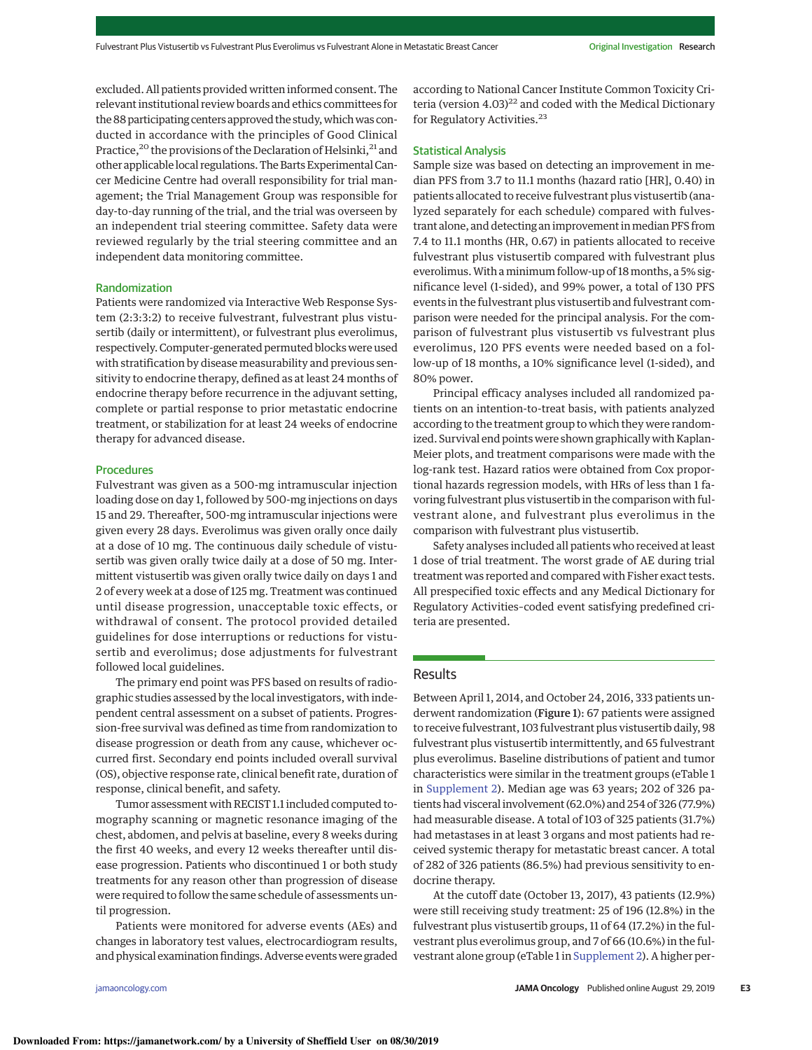excluded. All patients provided written informed consent. The relevant institutional review boards and ethics committees for the 88 participating centers approved the study, which was conducted in accordance with the principles of Good Clinical Practice,[20] the provisions of the Declaration of Helsinki,[21] and other applicable local regulations. The Barts Experimental Cancer Medicine Centre had overall responsibility for trial management; the Trial Management Group was responsible for day-to-day running of the trial, and the trial was overseen by an independent trial steering committee. Safety data were reviewed regularly by the trial steering committee and an independent data monitoring committee.

### Randomization

Patients were randomized via Interactive Web Response System (2:3:3:2) to receive fulvestrant, fulvestrant plus vistusertib (daily or intermittent), or fulvestrant plus everolimus, respectively. Computer-generated permuted blocks were used with stratification by disease measurability and previous sensitivity to endocrine therapy, defined as at least 24 months of endocrine therapy before recurrence in the adjuvant setting, complete or partial response to prior metastatic endocrine treatment, or stabilization for at least 24 weeks of endocrine therapy for advanced disease.

### Procedures

Fulvestrant was given as a 500-mg intramuscular injection loading dose on day 1, followed by 500-mg injections on days 15 and 29. Thereafter, 500-mg intramuscular injections were given every 28 days. Everolimus was given orally once daily at a dose of 10 mg. The continuous daily schedule of vistusertib was given orally twice daily at a dose of 50 mg. Intermittent vistusertib was given orally twice daily on days 1 and 2 of every week at a dose of 125 mg. Treatment was continued until disease progression, unacceptable toxic effects, or withdrawal of consent. The protocol provided detailed guidelines for dose interruptions or reductions for vistusertib and everolimus; dose adjustments for fulvestrant followed local guidelines.

The primary end point was PFS based on results of radiographic studies assessed by the local investigators, with independent central assessment on a subset of patients. Progression-free survival was defined as time from randomization to disease progression or death from any cause, whichever occurred first. Secondary end points included overall survival (OS), objective response rate, clinical benefit rate, duration of response, clinical benefit, and safety.

Tumor assessment with RECIST 1.1 included computed tomography scanning or magnetic resonance imaging of the chest, abdomen, and pelvis at baseline, every 8 weeks during the first 40 weeks, and every 12 weeks thereafter until disease progression. Patients who discontinued 1 or both study treatments for any reason other than progression of disease were required to follow the same schedule of assessments until progression.

Patients were monitored for adverse events (AEs) and changes in laboratory test values, electrocardiogram results, and physical examination findings. Adverse events were graded according to National Cancer Institute Common Toxicity Criteria (version 4.03)[22] and coded with the Medical Dictionary for Regulatory Activities.[23]

### Statistical Analysis

Sample size was based on detecting an improvement in median PFS from 3.7 to 11.1 months (hazard ratio [HR], 0.40) in patients allocated to receive fulvestrant plus vistusertib (analyzed separately for each schedule) compared with fulvestrant alone, and detecting an improvement in median PFS from 7.4 to 11.1 months (HR, 0.67) in patients allocated to receive fulvestrant plus vistusertib compared with fulvestrant plus everolimus. With a minimum follow-up of 18 months, a 5% significance level (1-sided), and 99% power, a total of 130 PFS events in the fulvestrant plus vistusertib and fulvestrant comparison were needed for the principal analysis. For the comparison of fulvestrant plus vistusertib vs fulvestrant plus everolimus, 120 PFS events were needed based on a follow-up of 18 months, a 10% significance level (1-sided), and 80% power.

Principal efficacy analyses included all randomized patients on an intention-to-treat basis, with patients analyzed according to the treatment group to which they were randomized. Survival end points were shown graphically with Kaplan-Meier plots, and treatment comparisons were made with the log-rank test. Hazard ratios were obtained from Cox proportional hazards regression models, with HRs of less than 1 favoring fulvestrant plus vistusertib in the comparison with fulvestrant alone, and fulvestrant plus everolimus in the comparison with fulvestrant plus vistusertib.

Safety analyses included all patients who received at least 1 dose of trial treatment. The worst grade of AE during trial treatment was reported and compared with Fisher exact tests. All prespecified toxic effects and any Medical Dictionary for Regulatory Activities–coded event satisfying predefined criteria are presented.

## Results

Between April 1, 2014, and October 24, 2016, 333 patients underwent randomization (**Figure 1**): 67 patients were assigned to receive fulvestrant, 103 fulvestrant plus vistusertib daily, 98 fulvestrant plus vistusertib intermittently, and 65 fulvestrant plus everolimus. Baseline distributions of patient and tumor characteristics were similar in the treatment groups (eTable 1 in Supplement 2). Median age was 63 years; 202 of 326 patients had visceral involvement (62.0%) and 254 of 326 (77.9%) had measurable disease. A total of 103 of 325 patients (31.7%) had metastases in at least 3 organs and most patients had received systemic therapy for metastatic breast cancer. A total of 282 of 326 patients (86.5%) had previous sensitivity to endocrine therapy.

At the cutoff date (October 13, 2017), 43 patients (12.9%) were still receiving study treatment: 25 of 196 (12.8%) in the fulvestrant plus vistusertib groups, 11 of 64 (17.2%) in the fulvestrant plus everolimus group, and 7 of 66 (10.6%) in the fulvestrant alone group (eTable 1 in Supplement 2). A higher per-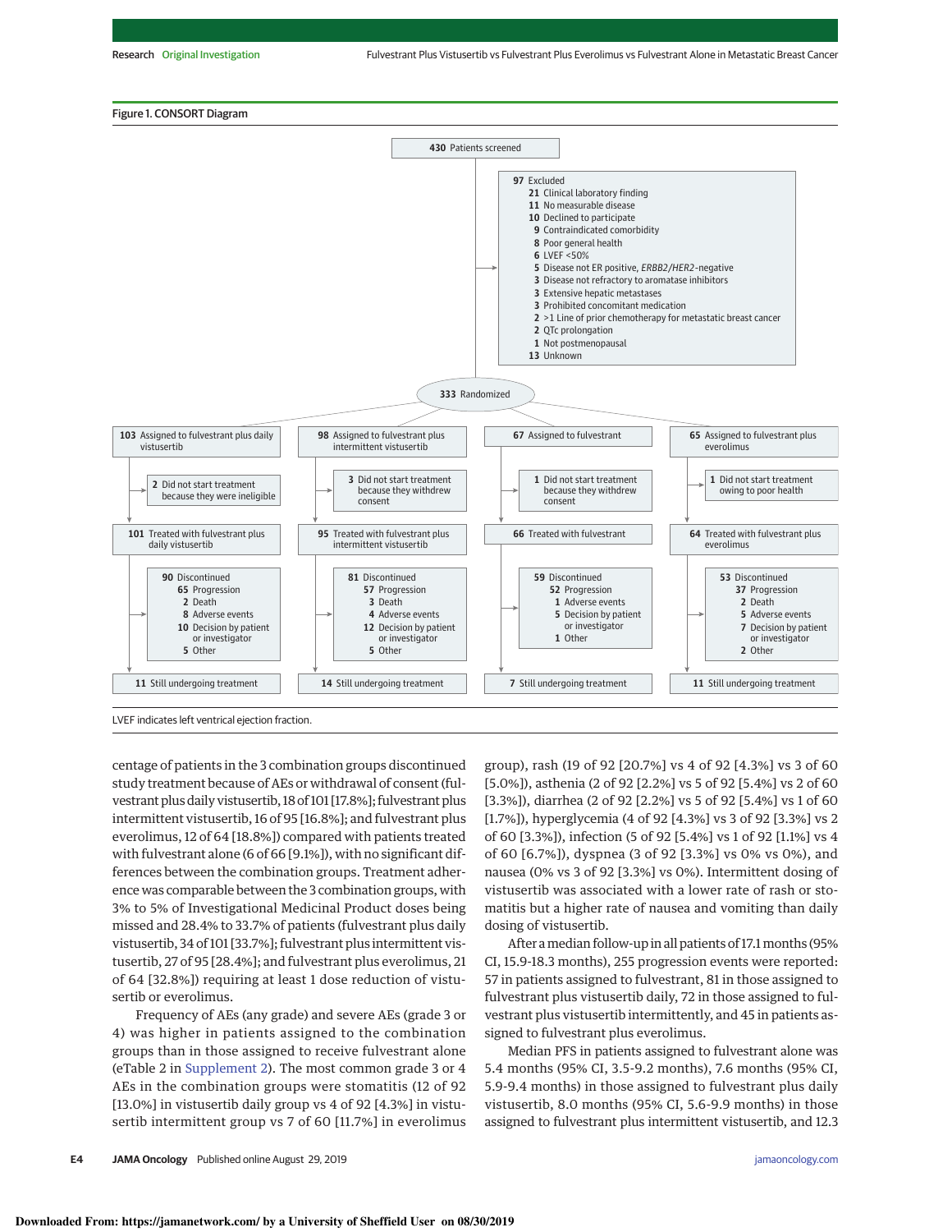Figure 1. CONSORT Diagram

430 Patients screened

97 Excluded
- 21 Clinical laboratory finding
- 11 No measurable disease
- 10 Declined to participate
- 9 Contraindicated comorbidity
- 8 Poor general health
- 6 LVEF <50%
- 5 Disease not ER positive, *ERBB2/HER2*-negative
- 3 Disease not refractory to aromatase inhibitors
- 3 Extensive hepatic metastases
- 3 Prohibited concomitant medication
- 2 >1 Line of prior chemotherapy for metastatic breast cancer
- 2 QTc prolongation
- 1 Not postmenopausal
- 13 Unknown

333 Randomized

| Fulvestrant plus daily vistusertib | Fulvestrant plus intermittent vistusertib | Fulvestrant | Fulvestrant plus everolimus |
|---|---|---|---|
| 103 Assigned to fulvestrant plus daily vistusertib | 98 Assigned to fulvestrant plus intermittent vistusertib | 67 Assigned to fulvestrant | 65 Assigned to fulvestrant plus everolimus |
| 2 Did not start treatment because they were ineligible | 3 Did not start treatment because they withdrew consent | 1 Did not start treatment because they withdrew consent | 1 Did not start treatment owing to poor health |
| 101 Treated with fulvestrant plus daily vistusertib | 95 Treated with fulvestrant plus intermittent vistusertib | 66 Treated with fulvestrant | 64 Treated with fulvestrant plus everolimus |
| 90 Discontinued: 65 Progression; 2 Death; 8 Adverse events; 10 Decision by patient or investigator; 5 Other | 81 Discontinued: 57 Progression; 3 Death; 4 Adverse events; 12 Decision by patient or investigator; 5 Other | 59 Discontinued: 52 Progression; 1 Adverse events; 5 Decision by patient or investigator; 1 Other | 53 Discontinued: 37 Progression; 2 Death; 5 Adverse events; 7 Decision by patient or investigator; 2 Other |
| 11 Still undergoing treatment | 14 Still undergoing treatment | 7 Still undergoing treatment | 11 Still undergoing treatment |

LVEF indicates left ventricular ejection fraction.

centage of patients in the 3 combination groups discontinued study treatment because of AEs or withdrawal of consent (fulvestrant plus daily vistusertib, 18 of 101 [17.8%]; fulvestrant plus intermittent vistusertib, 16 of 95 [16.8%]; and fulvestrant plus everolimus, 12 of 64 [18.8%]) compared with patients treated with fulvestrant alone (6 of 66 [9.1%]), with no significant differences between the combination groups. Treatment adherence was comparable between the 3 combination groups, with 3% to 5% of Investigational Medicinal Product doses being missed and 28.4% to 33.7% of patients (fulvestrant plus daily vistusertib, 34 of 101 [33.7%]; fulvestrant plus intermittent vistusertib, 27 of 95 [28.4%]; and fulvestrant plus everolimus, 21 of 64 [32.8%]) requiring at least 1 dose reduction of vistusertib or everolimus.

Frequency of AEs (any grade) and severe AEs (grade 3 or 4) was higher in patients assigned to the combination groups than in those assigned to receive fulvestrant alone (eTable 2 in Supplement 2). The most common grade 3 or 4 AEs in the combination groups were stomatitis (12 of 92 [13.0%] in vistusertib daily group vs 4 of 92 [4.3%] in vistusertib intermittent group vs 7 of 60 [11.7%] in everolimus group), rash (19 of 92 [20.7%] vs 4 of 92 [4.3%] vs 3 of 60 [5.0%]), asthenia (2 of 92 [2.2%] vs 5 of 92 [5.4%] vs 2 of 60 [3.3%]), diarrhea (2 of 92 [2.2%] vs 5 of 92 [5.4%] vs 1 of 60 [1.7%]), hyperglycemia (4 of 92 [4.3%] vs 3 of 92 [3.3%] vs 2 of 60 [3.3%]), infection (5 of 92 [5.4%] vs 1 of 92 [1.1%] vs 4 of 60 [6.7%]), dyspnea (3 of 92 [3.3%] vs 0% vs 0%), and nausea (0% vs 3 of 92 [3.3%] vs 0%). Intermittent dosing of vistusertib was associated with a lower rate of rash or stomatitis but a higher rate of nausea and vomiting than daily dosing of vistusertib.

After a median follow-up in all patients of 17.1 months (95% CI, 15.9-18.3 months), 255 progression events were reported: 57 in patients assigned to fulvestrant, 81 in those assigned to fulvestrant plus vistusertib daily, 72 in those assigned to fulvestrant plus vistusertib intermittently, and 45 in patients assigned to fulvestrant plus everolimus.

Median PFS in patients assigned to fulvestrant alone was 5.4 months (95% CI, 3.5-9.2 months), 7.6 months (95% CI, 5.9-9.4 months) in those assigned to fulvestrant plus daily vistusertib, 8.0 months (95% CI, 5.6-9.9 months) in those assigned to fulvestrant plus intermittent vistusertib, and 12.3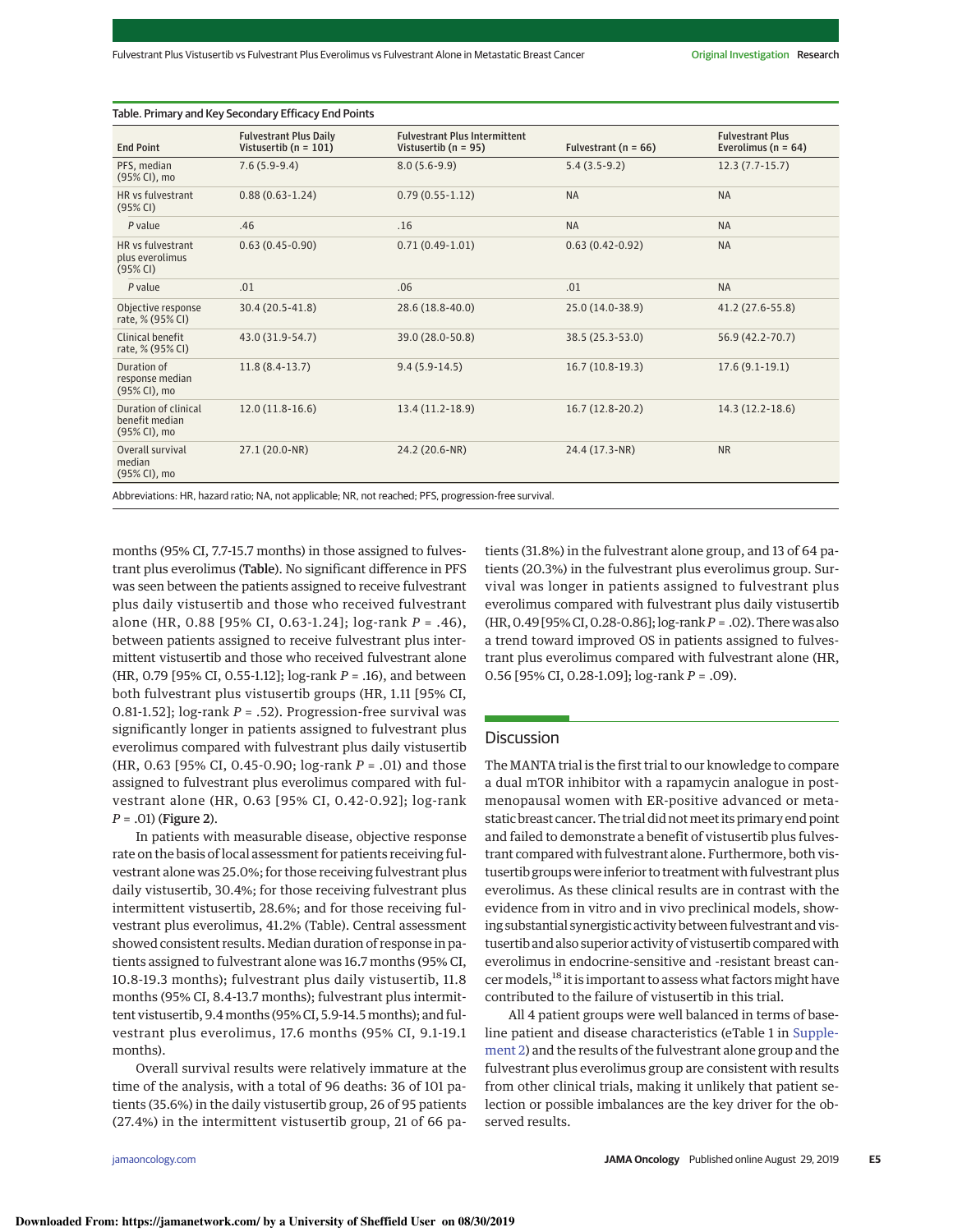Table. Primary and Key Secondary Efficacy End Points

| End Point | Fulvestrant Plus Daily Vistusertib (n = 101) | Fulvestrant Plus Intermittent Vistusertib (n = 95) | Fulvestrant (n = 66) | Fulvestrant Plus Everolimus (n = 64) |
|---|---|---|---|---|
| PFS, median (95% CI), mo | 7.6 (5.9-9.4) | 8.0 (5.6-9.9) | 5.4 (3.5-9.2) | 12.3 (7.7-15.7) |
| HR vs fulvestrant (95% CI) | 0.88 (0.63-1.24) | 0.79 (0.55-1.12) | NA | NA |
| *P* value | .46 | .16 | NA | NA |
| HR vs fulvestrant plus everolimus (95% CI) | 0.63 (0.45-0.90) | 0.71 (0.49-1.01) | 0.63 (0.42-0.92) | NA |
| *P* value | .01 | .06 | .01 | NA |
| Objective response rate, % (95% CI) | 30.4 (20.5-41.8) | 28.6 (18.8-40.0) | 25.0 (14.0-38.9) | 41.2 (27.6-55.8) |
| Clinical benefit rate, % (95% CI) | 43.0 (31.9-54.7) | 39.0 (28.0-50.8) | 38.5 (25.3-53.0) | 56.9 (42.2-70.7) |
| Duration of response median (95% CI), mo | 11.8 (8.4-13.7) | 9.4 (5.9-14.5) | 16.7 (10.8-19.3) | 17.6 (9.1-19.1) |
| Duration of clinical benefit median (95% CI), mo | 12.0 (11.8-16.6) | 13.4 (11.2-18.9) | 16.7 (12.8-20.2) | 14.3 (12.2-18.6) |
| Overall survival median (95% CI), mo | 27.1 (20.0-NR) | 24.2 (20.6-NR) | 24.4 (17.3-NR) | NR |

Abbreviations: HR, hazard ratio; NA, not applicable; NR, not reached; PFS, progression-free survival.

months (95% CI, 7.7-15.7 months) in those assigned to fulvestrant plus everolimus (**Table**). No significant difference in PFS was seen between the patients assigned to receive fulvestrant plus daily vistusertib and those who received fulvestrant alone (HR, 0.88 [95% CI, 0.63-1.24]; log-rank *P* = .46), between patients assigned to receive fulvestrant plus intermittent vistusertib and those who received fulvestrant alone (HR, 0.79 [95% CI, 0.55-1.12]; log-rank *P* = .16), and between both fulvestrant plus vistusertib groups (HR, 1.11 [95% CI, 0.81-1.52]; log-rank *P* = .52). Progression-free survival was significantly longer in patients assigned to fulvestrant plus everolimus compared with fulvestrant plus daily vistusertib (HR, 0.63 [95% CI, 0.45-0.90; log-rank *P* = .01) and those assigned to fulvestrant plus everolimus compared with fulvestrant alone (HR, 0.63 [95% CI, 0.42-0.92]; log-rank *P* = .01) (**Figure 2**).

In patients with measurable disease, objective response rate on the basis of local assessment for patients receiving fulvestrant alone was 25.0%; for those receiving fulvestrant plus daily vistusertib, 30.4%; for those receiving fulvestrant plus intermittent vistusertib, 28.6%; and for those receiving fulvestrant plus everolimus, 41.2% (Table). Central assessment showed consistent results. Median duration of response in patients assigned to fulvestrant alone was 16.7 months (95% CI, 10.8-19.3 months); fulvestrant plus daily vistusertib, 11.8 months (95% CI, 8.4-13.7 months); fulvestrant plus intermittent vistusertib, 9.4 months (95% CI, 5.9-14.5 months); and fulvestrant plus everolimus, 17.6 months (95% CI, 9.1-19.1 months).

Overall survival results were relatively immature at the time of the analysis, with a total of 96 deaths: 36 of 101 patients (35.6%) in the daily vistusertib group, 26 of 95 patients (27.4%) in the intermittent vistusertib group, 21 of 66 patients (31.8%) in the fulvestrant alone group, and 13 of 64 patients (20.3%) in the fulvestrant plus everolimus group. Survival was longer in patients assigned to fulvestrant plus everolimus compared with fulvestrant plus daily vistusertib (HR, 0.49 [95% CI, 0.28-0.86]; log-rank *P* = .02). There was also a trend toward improved OS in patients assigned to fulvestrant plus everolimus compared with fulvestrant alone (HR, 0.56 [95% CI, 0.28-1.09]; log-rank *P* = .09).

## Discussion

The MANTA trial is the first trial to our knowledge to compare a dual mTOR inhibitor with a rapamycin analogue in postmenopausal women with ER-positive advanced or metastatic breast cancer. The trial did not meet its primary end point and failed to demonstrate a benefit of vistusertib plus fulvestrant compared with fulvestrant alone. Furthermore, both vistusertib groups were inferior to treatment with fulvestrant plus everolimus. As these clinical results are in contrast with the evidence from in vitro and in vivo preclinical models, showing substantial synergistic activity between fulvestrant and vistusertib and also superior activity of vistusertib compared with everolimus in endocrine-sensitive and -resistant breast cancer models,[18] it is important to assess what factors might have contributed to the failure of vistusertib in this trial.

All 4 patient groups were well balanced in terms of baseline patient and disease characteristics (eTable 1 in Supplement 2) and the results of the fulvestrant alone group and the fulvestrant plus everolimus group are consistent with results from other clinical trials, making it unlikely that patient selection or possible imbalances are the key driver for the observed results.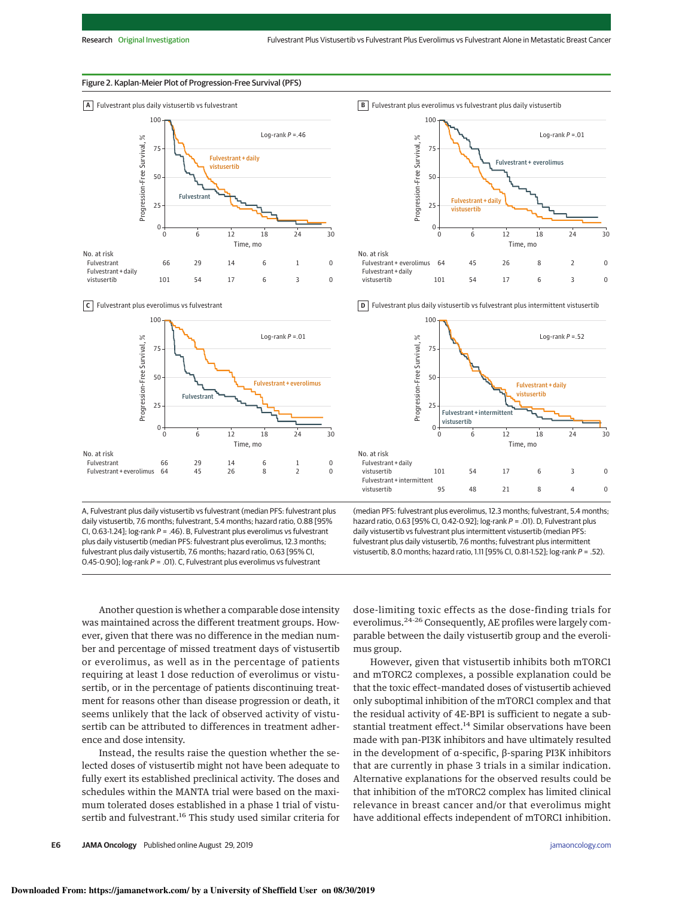Figure 2. Kaplan-Meier Plot of Progression-Free Survival (PFS)

**A** Fulvestrant plus daily vistusertib vs fulvestrant

Log-rank $P = .46$

| No. at risk | 0 | 6 | 12 | 18 | 24 | 30 |
|---|---|---|---|---|---|---|
| Fulvestrant | 66 | 29 | 14 | 6 | 1 | 0 |
| Fulvestrant + daily vistusertib | 101 | 54 | 17 | 6 | 3 | 0 |

**B** Fulvestrant plus everolimus vs fulvestrant plus daily vistusertib

Log-rank $P = .01$

| No. at risk | 0 | 6 | 12 | 18 | 24 | 30 |
|---|---|---|---|---|---|---|
| Fulvestrant + everolimus | 64 | 45 | 26 | 8 | 2 | 0 |
| Fulvestrant + daily vistusertib | 101 | 54 | 17 | 6 | 3 | 0 |

**C** Fulvestrant plus everolimus vs fulvestrant

Log-rank $P = .01$

| No. at risk | 0 | 6 | 12 | 18 | 24 | 30 |
|---|---|---|---|---|---|---|
| Fulvestrant | 66 | 29 | 14 | 6 | 1 | 0 |
| Fulvestrant + everolimus | 64 | 45 | 26 | 8 | 2 | 0 |

**D** Fulvestrant plus daily vistusertib vs fulvestrant plus intermittent vistusertib

Log-rank $P = .52$

| No. at risk | 0 | 6 | 12 | 18 | 24 | 30 |
|---|---|---|---|---|---|---|
| Fulvestrant + daily vistusertib | 101 | 54 | 17 | 6 | 3 | 0 |
| Fulvestrant + intermittent vistusertib | 95 | 48 | 21 | 8 | 4 | 0 |

A, Fulvestrant plus daily vistusertib vs fulvestrant (median PFS: fulvestrant plus daily vistusertib, 7.6 months; fulvestrant, 5.4 months; hazard ratio, 0.88 [95% CI, 0.63-1.24]; log-rank $P = .46$). B, Fulvestrant plus everolimus vs fulvestrant plus daily vistusertib (median PFS: fulvestrant plus everolimus, 12.3 months; fulvestrant plus daily vistusertib, 7.6 months; hazard ratio, 0.63 [95% CI, 0.45-0.90]; log-rank $P = .01$). C, Fulvestrant plus everolimus vs fulvestrant (median PFS: fulvestrant plus everolimus, 12.3 months; fulvestrant, 5.4 months; hazard ratio, 0.63 [95% CI, 0.42-0.92]; log-rank $P = .01$). D, Fulvestrant plus daily vistusertib vs fulvestrant plus intermittent vistusertib (median PFS: fulvestrant plus daily vistusertib, 7.6 months; fulvestrant plus intermittent vistusertib, 8.0 months; hazard ratio, 1.11 [95% CI, 0.81-1.52]; log-rank $P = .52$).

Another question is whether a comparable dose intensity was maintained across the different treatment groups. However, given that there was no difference in the median number and percentage of missed treatment days of vistusertib or everolimus, as well as in the percentage of patients requiring at least 1 dose reduction of everolimus or vistusertib, or in the percentage of patients discontinuing treatment for reasons other than disease progression or death, it seems unlikely that the lack of observed activity of vistusertib can be attributed to differences in treatment adherence and dose intensity.

Instead, the results raise the question whether the selected doses of vistusertib might not have been adequate to fully exert its established preclinical activity. The doses and schedules within the MANTA trial were based on the maximum tolerated doses established in a phase 1 trial of vistusertib and fulvestrant.[16] This study used similar criteria for dose-limiting toxic effects as the dose-finding trials for everolimus.[24-26] Consequently, AE profiles were largely comparable between the daily vistusertib group and the everolimus group.

However, given that vistusertib inhibits both mTORC1 and mTORC2 complexes, a possible explanation could be that the toxic effect–mandated doses of vistusertib achieved only suboptimal inhibition of the mTORC1 complex and that the residual activity of 4E-BP1 is sufficient to negate a substantial treatment effect.[14] Similar observations have been made with pan-PI3K inhibitors and have ultimately resulted in the development of α-specific, β-sparing PI3K inhibitors that are currently in phase 3 trials in a similar indication. Alternative explanations for the observed results could be that inhibition of the mTORC2 complex has limited clinical relevance in breast cancer and/or that everolimus might have additional effects independent of mTORC1 inhibition.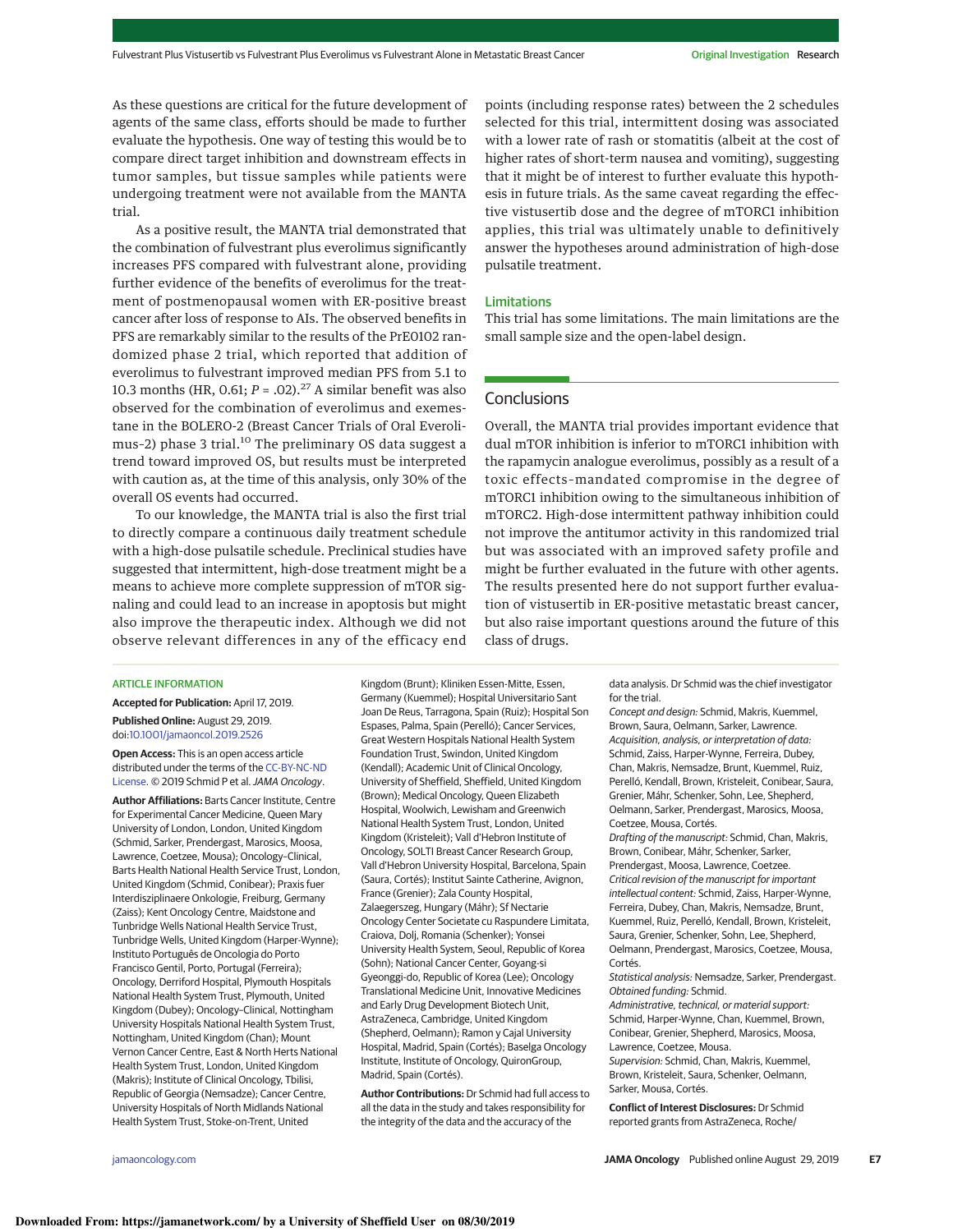As these questions are critical for the future development of agents of the same class, efforts should be made to further evaluate the hypothesis. One way of testing this would be to compare direct target inhibition and downstream effects in tumor samples, but tissue samples while patients were undergoing treatment were not available from the MANTA trial.

As a positive result, the MANTA trial demonstrated that the combination of fulvestrant plus everolimus significantly increases PFS compared with fulvestrant alone, providing further evidence of the benefits of everolimus for the treatment of postmenopausal women with ER-positive breast cancer after loss of response to AIs. The observed benefits in PFS are remarkably similar to the results of the PrE0102 randomized phase 2 trial, which reported that addition of everolimus to fulvestrant improved median PFS from 5.1 to 10.3 months (HR, 0.61; $P = .02$).[27] A similar benefit was also observed for the combination of everolimus and exemestane in the BOLERO-2 (Breast Cancer Trials of Oral Everolimus-2) phase 3 trial.[10] The preliminary OS data suggest a trend toward improved OS, but results must be interpreted with caution as, at the time of this analysis, only 30% of the overall OS events had occurred.

To our knowledge, the MANTA trial is also the first trial to directly compare a continuous daily treatment schedule with a high-dose pulsatile schedule. Preclinical studies have suggested that intermittent, high-dose treatment might be a means to achieve more complete suppression of mTOR signaling and could lead to an increase in apoptosis but might also improve the therapeutic index. Although we did not observe relevant differences in any of the efficacy end points (including response rates) between the 2 schedules selected for this trial, intermittent dosing was associated with a lower rate of rash or stomatitis (albeit at the cost of higher rates of short-term nausea and vomiting), suggesting that it might be of interest to further evaluate this hypothesis in future trials. As the same caveat regarding the effective vistusertib dose and the degree of mTORC1 inhibition applies, this trial was ultimately unable to definitively answer the hypotheses around administration of high-dose pulsatile treatment.

### Limitations

This trial has some limitations. The main limitations are the small sample size and the open-label design.

## Conclusions

Overall, the MANTA trial provides important evidence that dual mTOR inhibition is inferior to mTORC1 inhibition with the rapamycin analogue everolimus, possibly as a result of a toxic effects–mandated compromise in the degree of mTORC1 inhibition owing to the simultaneous inhibition of mTORC2. High-dose intermittent pathway inhibition could not improve the antitumor activity in this randomized trial but was associated with an improved safety profile and might be further evaluated in the future with other agents. The results presented here do not support further evaluation of vistusertib in ER-positive metastatic breast cancer, but also raise important questions around the future of this class of drugs.

ARTICLE INFORMATION

**Accepted for Publication:** April 17, 2019.

**Published Online:** August 29, 2019. doi:10.1001/jamaoncol.2019.2526

**Open Access:** This is an open access article distributed under the terms of the CC-BY-NC-ND License. © 2019 Schmid P et al. *JAMA Oncology*.

**Author Affiliations:** Barts Cancer Institute, Centre for Experimental Cancer Medicine, Queen Mary University of London, London, United Kingdom (Schmid, Sarker, Prendergast, Marosics, Moosa, Lawrence, Coetzee, Mousa); Oncology–Clinical, Barts Health National Health Service Trust, London, United Kingdom (Schmid, Conibear); Praxis fuer Interdisziplinaere Onkologie, Freiburg, Germany (Zaiss); Kent Oncology Centre, Maidstone and Tunbridge Wells National Health Service Trust, Tunbridge Wells, United Kingdom (Harper-Wynne); Instituto Português de Oncologia do Porto Francisco Gentil, Porto, Portugal (Ferreira); Oncology, Derriford Hospital, Plymouth Hospitals National Health System Trust, Plymouth, United Kingdom (Dubey); Oncology–Clinical, Nottingham University Hospitals National Health System Trust, Nottingham, United Kingdom (Chan); Mount Vernon Cancer Centre, East & North Herts National Health System Trust, London, United Kingdom (Makris); Institute of Clinical Oncology, Tbilisi, Republic of Georgia (Nemsadze); Cancer Centre, University Hospitals of North Midlands National Health System Trust, Stoke-on-Trent, United Kingdom (Brunt); Kliniken Essen-Mitte, Essen, Germany (Kuemmel); Hospital Universitario Sant Joan De Reus, Tarragona, Spain (Ruiz); Hospital Son Espases, Palma, Spain (Perelló); Cancer Services, Great Western Hospitals National Health System Foundation Trust, Swindon, United Kingdom (Kendall); Academic Unit of Clinical Oncology, University of Sheffield, Sheffield, United Kingdom (Brown); Medical Oncology, Queen Elizabeth Hospital, Woolwich, Lewisham and Greenwich National Health System Trust, London, United Kingdom (Kristeleit); Vall d'Hebron Institute of Oncology, SOLTI Breast Cancer Research Group, Vall d'Hebron University Hospital, Barcelona, Spain (Saura, Cortés); Institut Sainte Catherine, Avignon, France (Grenier); Zala County Hospital, Zalaegerszeg, Hungary (Máhr); Sf Nectarie Oncology Center Societate cu Raspundere Limitata, Craiova, Dolj, Romania (Schenker); Yonsei University Health System, Seoul, Republic of Korea (Sohn); National Cancer Center, Goyang-si Gyeonggi-do, Republic of Korea (Lee); Oncology Translational Medicine Unit, Innovative Medicines and Early Drug Development Biotech Unit, AstraZeneca, Cambridge, United Kingdom (Shepherd, Oelmann); Ramon y Cajal University Hospital, Madrid, Spain (Cortés); Baselga Oncology Institute, Institute of Oncology, QuironGroup, Madrid, Spain (Cortés).

**Author Contributions:** Dr Schmid had full access to all the data in the study and takes responsibility for the integrity of the data and the accuracy of the data analysis. Dr Schmid was the chief investigator for the trial.

*Concept and design:* Schmid, Makris, Kuemmel, Brown, Saura, Oelmann, Sarker, Lawrence.

*Acquisition, analysis, or interpretation of data:* Schmid, Zaiss, Harper-Wynne, Ferreira, Dubey, Chan, Makris, Nemsadze, Brunt, Kuemmel, Ruiz, Perelló, Kendall, Brown, Kristeleit, Conibear, Saura, Grenier, Máhr, Schenker, Sohn, Lee, Shepherd, Oelmann, Sarker, Prendergast, Marosics, Moosa, Coetzee, Mousa, Cortés.

*Drafting of the manuscript:* Schmid, Chan, Makris, Brown, Conibear, Máhr, Schenker, Sarker, Prendergast, Moosa, Lawrence, Coetzee.

*Critical revision of the manuscript for important intellectual content:* Schmid, Zaiss, Harper-Wynne, Ferreira, Dubey, Chan, Makris, Nemsadze, Brunt, Kuemmel, Ruiz, Perelló, Kendall, Brown, Kristeleit, Saura, Grenier, Schenker, Sohn, Lee, Shepherd, Oelmann, Prendergast, Marosics, Coetzee, Mousa, Cortés.

*Statistical analysis:* Nemsadze, Sarker, Prendergast.

*Obtained funding:* Schmid.

*Administrative, technical, or material support:* Schmid, Harper-Wynne, Chan, Kuemmel, Brown, Conibear, Grenier, Shepherd, Marosics, Moosa, Lawrence, Coetzee, Mousa.

*Supervision:* Schmid, Chan, Makris, Kuemmel, Brown, Kristeleit, Saura, Schenker, Oelmann, Sarker, Mousa, Cortés.

**Conflict of Interest Disclosures:** Dr Schmid reported grants from AstraZeneca, Roche/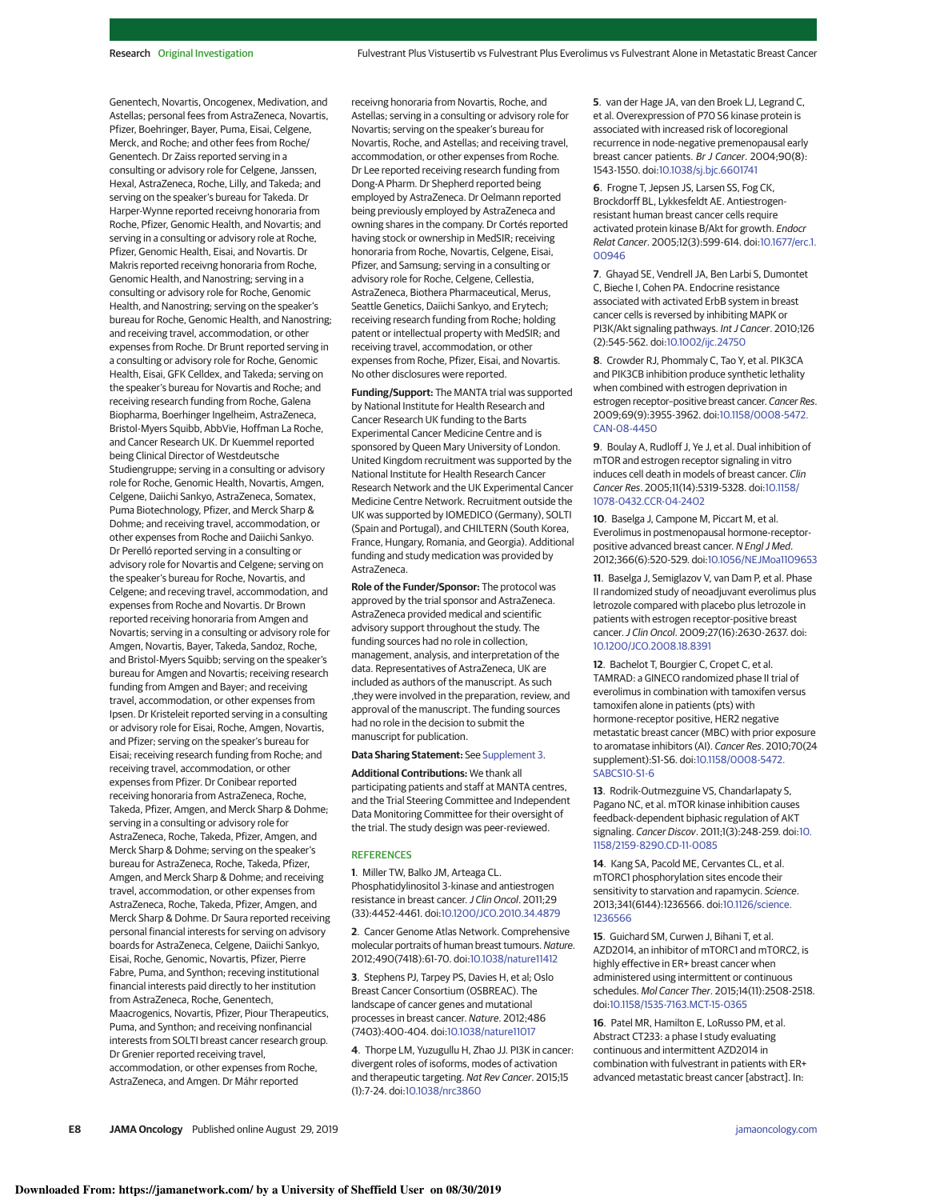Genentech, Novartis, Oncogenex, Medivation, and Astellas; personal fees from AstraZeneca, Novartis, Pfizer, Boehringer, Bayer, Puma, Eisai, Celgene, Merck, and Roche; and other fees from Roche/Genentech. Dr Zaiss reported serving in a consulting or advisory role for Celgene, Janssen, Hexal, AstraZeneca, Roche, Lilly, and Takeda; and serving on the speaker's bureau for Takeda. Dr Harper-Wynne reported receivng honoraria from Roche, Pfizer, Genomic Health, and Novartis; and serving in a consulting or advisory role at Roche, Pfizer, Genomic Health, Eisai, and Novartis. Dr Makris reported receivng honoraria from Roche, Genomic Health, and Nanostring; serving in a consulting or advisory role for Roche, Genomic Health, and Nanostring; serving on the speaker's bureau for Roche, Genomic Health, and Nanostring; and receiving travel, accommodation, or other expenses from Roche. Dr Brunt reported serving in a consulting or advisory role for Roche, Genomic Health, Eisai, GFK Celldex, and Takeda; serving on the speaker's bureau for Novartis and Roche; and receiving research funding from Roche, Galena Biopharma, Boerhinger Ingelheim, AstraZeneca, Bristol-Myers Squibb, AbbVie, Hoffman La Roche, and Cancer Research UK. Dr Kuemmel reported being Clinical Director of Westdeutsche Studiengruppe; serving in a consulting or advisory role for Roche, Genomic Health, Novartis, Amgen, Celgene, Daiichi Sankyo, AstraZeneca, Somatex, Puma Biotechnology, Pfizer, and Merck Sharp & Dohme; and receiving travel, accommodation, or other expenses from Roche and Daiichi Sankyo. Dr Perelló reported serving in a consulting or advisory role for Novartis and Celgene; serving on the speaker's bureau for Roche, Novartis, and Celgene; and receving travel, accommodation, and expenses from Roche and Novartis. Dr Brown reported receiving honoraria from Amgen and Novartis; serving in a consulting or advisory role for Amgen, Novartis, Bayer, Takeda, Sandoz, Roche, and Bristol-Myers Squibb; serving on the speaker's bureau for Amgen and Novartis; receiving research funding from Amgen and Bayer; and receiving travel, accommodation, or other expenses from Ipsen. Dr Kristeleit reported serving in a consulting or advisory role for Eisai, Roche, Amgen, Novartis, and Pfizer; serving on the speaker's bureau for Eisai; receiving research funding from Roche; and receiving travel, accommodation, or other expenses from Pfizer. Dr Conibear reported receiving honoraria from AstraZeneca, Roche, Takeda, Pfizer, Amgen, and Merck Sharp & Dohme; serving in a consulting or advisory role for AstraZeneca, Roche, Takeda, Pfizer, Amgen, and Merck Sharp & Dohme; serving on the speaker's bureau for AstraZeneca, Roche, Takeda, Pfizer, Amgen, and Merck Sharp & Dohme; and receiving travel, accommodation, or other expenses from AstraZeneca, Roche, Takeda, Pfizer, Amgen, and Merck Sharp & Dohme. Dr Saura reported receiving personal financial interests for serving on advisory boards for AstraZeneca, Celgene, Daiichi Sankyo, Eisai, Roche, Genomic, Novartis, Pfizer, Pierre Fabre, Puma, and Synthon; receving institutional financial interests paid directly to her institution from AstraZeneca, Roche, Genentech, Maacrogenics, Novartis, Pfizer, Piour Therapeutics, Puma, and Synthon; and receiving nonfinancial interests from SOLTI breast cancer research group. Dr Grenier reported receiving travel, accommodation, or other expenses from Roche, AstraZeneca, and Amgen. Dr Máhr reported receivng honoraria from Novartis, Roche, and Astellas; serving in a consulting or advisory role for Novartis; serving on the speaker's bureau for Novartis, Roche, and Astellas; and receiving travel, accommodation, or other expenses from Roche. Dr Lee reported receiving research funding from Dong-A Pharm. Dr Shepherd reported being employed by AstraZeneca. Dr Oelmann reported being previously employed by AstraZeneca and owning shares in the company. Dr Cortés reported having stock or ownership in MedSIR; receiving honoraria from Roche, Novartis, Celgene, Eisai, Pfizer, and Samsung; serving in a consulting or advisory role for Roche, Celgene, Cellestia, AstraZeneca, Biothera Pharmaceutical, Merus, Seattle Genetics, Daiichi Sankyo, and Erytech; receiving research funding from Roche; holding patent or intellectual property with MedSIR; and receiving travel, accommodation, or other expenses from Roche, Pfizer, Eisai, and Novartis. No other disclosures were reported.

**Funding/Support:** The MANTA trial was supported by National Institute for Health Research and Cancer Research UK funding to the Barts Experimental Cancer Medicine Centre and is sponsored by Queen Mary University of London. United Kingdom recruitment was supported by the National Institute for Health Research Cancer Research Network and the UK Experimental Cancer Medicine Centre Network. Recruitment outside the UK was supported by IOMEDICO (Germany), SOLTI (Spain and Portugal), and CHILTERN (South Korea, France, Hungary, Romania, and Georgia). Additional funding and study medication was provided by AstraZeneca.

**Role of the Funder/Sponsor:** The protocol was approved by the trial sponsor and AstraZeneca. AstraZeneca provided medical and scientific advisory support throughout the study. The funding sources had no role in collection, management, analysis, and interpretation of the data. Representatives of AstraZeneca, UK are included as authors of the manuscript. As such ,they were involved in the preparation, review, and approval of the manuscript. The funding sources had no role in the decision to submit the manuscript for publication.

**Data Sharing Statement:** See Supplement 3.

**Additional Contributions:** We thank all participating patients and staff at MANTA centres, and the Trial Steering Committee and Independent Data Monitoring Committee for their oversight of the trial. The study design was peer-reviewed.

## REFERENCES

1. Miller TW, Balko JM, Arteaga CL. Phosphatidylinositol 3-kinase and antiestrogen resistance in breast cancer. *J Clin Oncol*. 2011;29(33):4452-4461. doi:10.1200/JCO.2010.34.4879

2. Cancer Genome Atlas Network. Comprehensive molecular portraits of human breast tumours. *Nature*. 2012;490(7418):61-70. doi:10.1038/nature11412

3. Stephens PJ, Tarpey PS, Davies H, et al; Oslo Breast Cancer Consortium (OSBREAC). The landscape of cancer genes and mutational processes in breast cancer. *Nature*. 2012;486(7403):400-404. doi:10.1038/nature11017

4. Thorpe LM, Yuzugullu H, Zhao JJ. PI3K in cancer: divergent roles of isoforms, modes of activation and therapeutic targeting. *Nat Rev Cancer*. 2015;15(1):7-24. doi:10.1038/nrc3860

5. van der Hage JA, van den Broek LJ, Legrand C, et al. Overexpression of P70 S6 kinase protein is associated with increased risk of locoregional recurrence in node-negative premenopausal early breast cancer patients. *Br J Cancer*. 2004;90(8):1543-1550. doi:10.1038/sj.bjc.6601741

6. Frogne T, Jepsen JS, Larsen SS, Fog CK, Brockdorff BL, Lykkesfeldt AE. Antiestrogen-resistant human breast cancer cells require activated protein kinase B/Akt for growth. *Endocr Relat Cancer*. 2005;12(3):599-614. doi:10.1677/erc.1.00946

7. Ghayad SE, Vendrell JA, Ben Larbi S, Dumontet C, Bieche I, Cohen PA. Endocrine resistance associated with activated ErbB system in breast cancer cells is reversed by inhibiting MAPK or PI3K/Akt signaling pathways. *Int J Cancer*. 2010;126(2):545-562. doi:10.1002/ijc.24750

8. Crowder RJ, Phommaly C, Tao Y, et al. PIK3CA and PIK3CB inhibition produce synthetic lethality when combined with estrogen deprivation in estrogen receptor–positive breast cancer. *Cancer Res*. 2009;69(9):3955-3962. doi:10.1158/0008-5472.CAN-08-4450

9. Boulay A, Rudloff J, Ye J, et al. Dual inhibition of mTOR and estrogen receptor signaling in vitro induces cell death in models of breast cancer. *Clin Cancer Res*. 2005;11(14):5319-5328. doi:10.1158/1078-0432.CCR-04-2402

10. Baselga J, Campone M, Piccart M, et al. Everolimus in postmenopausal hormone-receptor-positive advanced breast cancer. *N Engl J Med*. 2012;366(6):520-529. doi:10.1056/NEJMoa1109653

11. Baselga J, Semiglazov V, van Dam P, et al. Phase II randomized study of neoadjuvant everolimus plus letrozole compared with placebo plus letrozole in patients with estrogen receptor-positive breast cancer. *J Clin Oncol*. 2009;27(16):2630-2637. doi:10.1200/JCO.2008.18.8391

12. Bachelot T, Bourgier C, Cropet C, et al. TAMRAD: a GINECO randomized phase II trial of everolimus in combination with tamoxifen versus tamoxifen alone in patients (pts) with hormone-receptor positive, HER2 negative metastatic breast cancer (MBC) with prior exposure to aromatase inhibitors (AI). *Cancer Res*. 2010;70(24 supplement):S1-S6. doi:10.1158/0008-5472.SABCS10-S1-6

13. Rodrik-Outmezguine VS, Chandarlapaty S, Pagano NC, et al. mTOR kinase inhibition causes feedback-dependent biphasic regulation of AKT signaling. *Cancer Discov*. 2011;1(3):248-259. doi:10.1158/2159-8290.CD-11-0085

14. Kang SA, Pacold ME, Cervantes CL, et al. mTORC1 phosphorylation sites encode their sensitivity to starvation and rapamycin. *Science*. 2013;341(6144):1236566. doi:10.1126/science.1236566

15. Guichard SM, Curwen J, Bihani T, et al. AZD2014, an inhibitor of mTORC1 and mTORC2, is highly effective in ER+ breast cancer when administered using intermittent or continuous schedules. *Mol Cancer Ther*. 2015;14(11):2508-2518. doi:10.1158/1535-7163.MCT-15-0365

16. Patel MR, Hamilton E, LoRusso PM, et al. Abstract CT233: a phase I study evaluating continuous and intermittent AZD2014 in combination with fulvestrant in patients with ER+ advanced metastatic breast cancer [abstract]. In: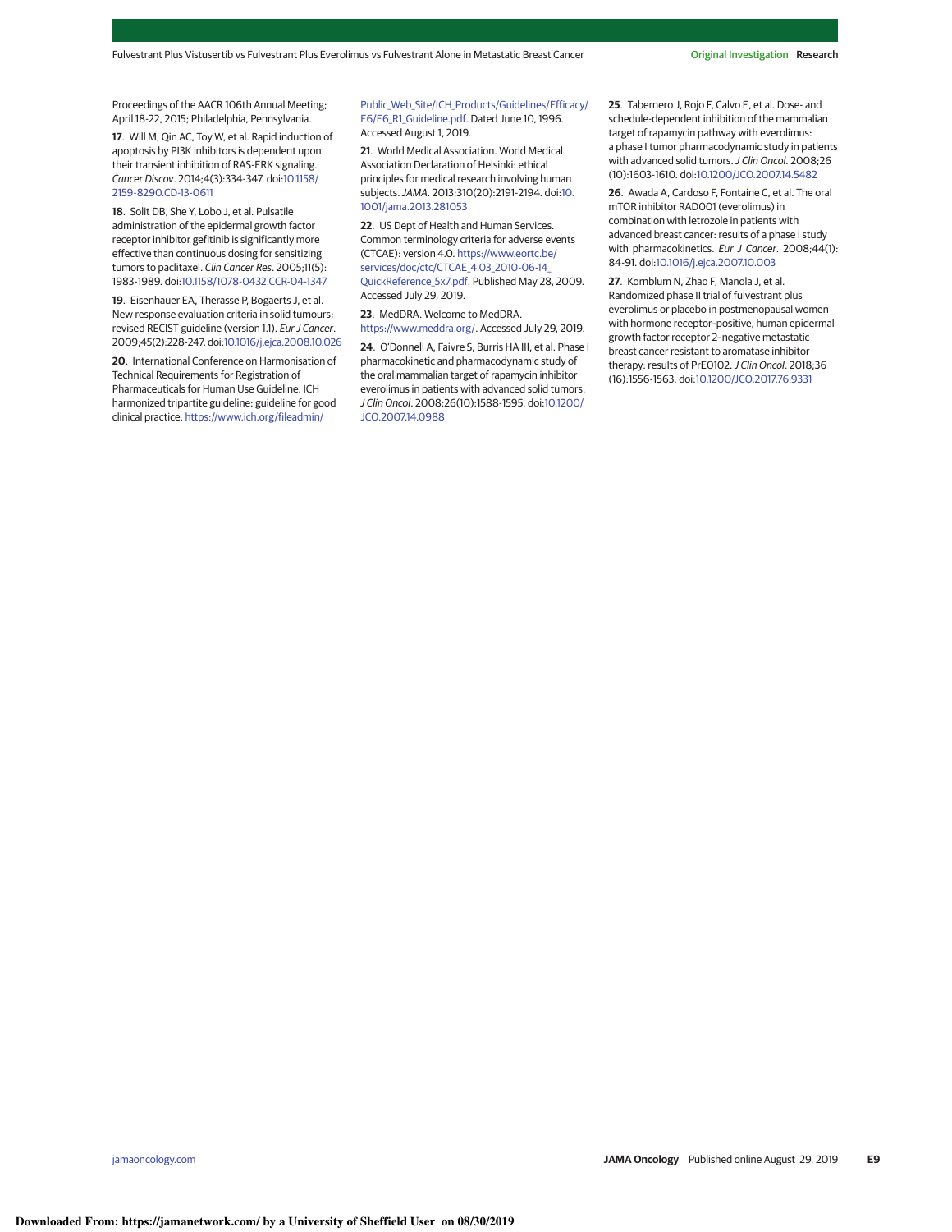Proceedings of the AACR 106th Annual Meeting; April 18-22, 2015; Philadelphia, Pennsylvania.

**17**. Will M, Qin AC, Toy W, et al. Rapid induction of apoptosis by PI3K inhibitors is dependent upon their transient inhibition of RAS-ERK signaling. *Cancer Discov*. 2014;4(3):334-347. doi:10.1158/2159-8290.CD-13-0611

**18**. Solit DB, She Y, Lobo J, et al. Pulsatile administration of the epidermal growth factor receptor inhibitor gefitinib is significantly more effective than continuous dosing for sensitizing tumors to paclitaxel. *Clin Cancer Res*. 2005;11(5):1983-1989. doi:10.1158/1078-0432.CCR-04-1347

**19**. Eisenhauer EA, Therasse P, Bogaerts J, et al. New response evaluation criteria in solid tumours: revised RECIST guideline (version 1.1). *Eur J Cancer*. 2009;45(2):228-247. doi:10.1016/j.ejca.2008.10.026

**20**. International Conference on Harmonisation of Technical Requirements for Registration of Pharmaceuticals for Human Use Guideline. ICH harmonized tripartite guideline: guideline for good clinical practice. https://www.ich.org/fileadmin/Public_Web_Site/ICH_Products/Guidelines/Efficacy/E6/E6_R1_Guideline.pdf. Dated June 10, 1996. Accessed August 1, 2019.

**21**. World Medical Association. World Medical Association Declaration of Helsinki: ethical principles for medical research involving human subjects. *JAMA*. 2013;310(20):2191-2194. doi:10.1001/jama.2013.281053

**22**. US Dept of Health and Human Services. Common terminology criteria for adverse events (CTCAE): version 4.0. https://www.eortc.be/services/doc/ctc/CTCAE_4.03_2010-06-14_QuickReference_5x7.pdf. Published May 28, 2009. Accessed July 29, 2019.

**23**. MedDRA. Welcome to MedDRA. https://www.meddra.org/. Accessed July 29, 2019.

**24**. O'Donnell A, Faivre S, Burris HA III, et al. Phase I pharmacokinetic and pharmacodynamic study of the oral mammalian target of rapamycin inhibitor everolimus in patients with advanced solid tumors. *J Clin Oncol*. 2008;26(10):1588-1595. doi:10.1200/JCO.2007.14.0988

**25**. Tabernero J, Rojo F, Calvo E, et al. Dose- and schedule-dependent inhibition of the mammalian target of rapamycin pathway with everolimus: a phase I tumor pharmacodynamic study in patients with advanced solid tumors. *J Clin Oncol*. 2008;26(10):1603-1610. doi:10.1200/JCO.2007.14.5482

**26**. Awada A, Cardoso F, Fontaine C, et al. The oral mTOR inhibitor RAD001 (everolimus) in combination with letrozole in patients with advanced breast cancer: results of a phase I study with pharmacokinetics. *Eur J Cancer*. 2008;44(1):84-91. doi:10.1016/j.ejca.2007.10.003

**27**. Kornblum N, Zhao F, Manola J, et al. Randomized phase II trial of fulvestrant plus everolimus or placebo in postmenopausal women with hormone receptor–positive, human epidermal growth factor receptor 2–negative metastatic breast cancer resistant to aromatase inhibitor therapy: results of PrE0102. *J Clin Oncol*. 2018;36(16):1556-1563. doi:10.1200/JCO.2017.76.9331